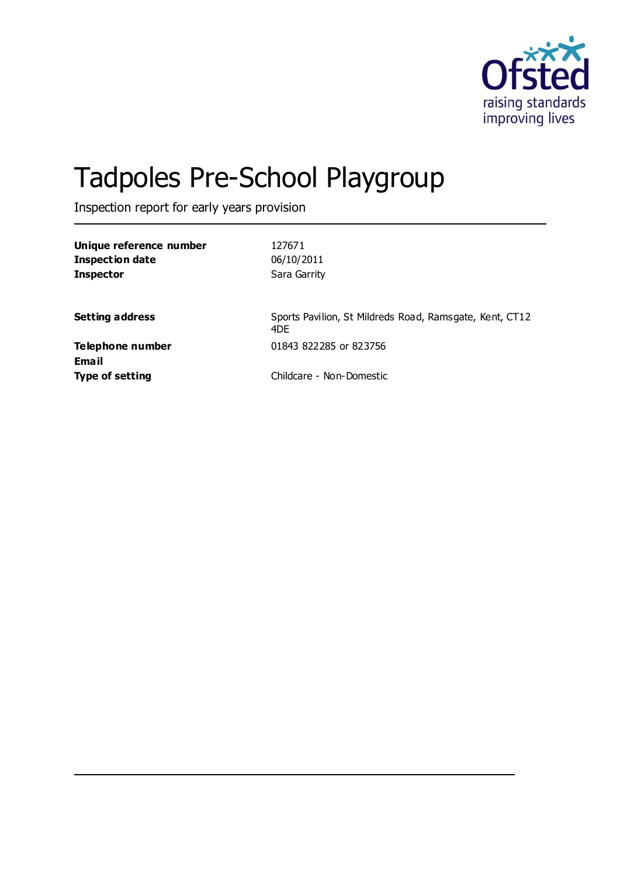# Tadpoles Pre-School Playgroup

Inspection report for early years provision

| | |
|---|---|
| **Unique reference number** | 127671 |
| **Inspection date** | 06/10/2011 |
| **Inspector** | Sara Garrity |
| | |
| **Setting address** | Sports Pavilion, St Mildreds Road, Ramsgate, Kent, CT12 4DE |
| **Telephone number** | 01843 822285 or 823756 |
| **Email** | |
| **Type of setting** | Childcare - Non-Domestic |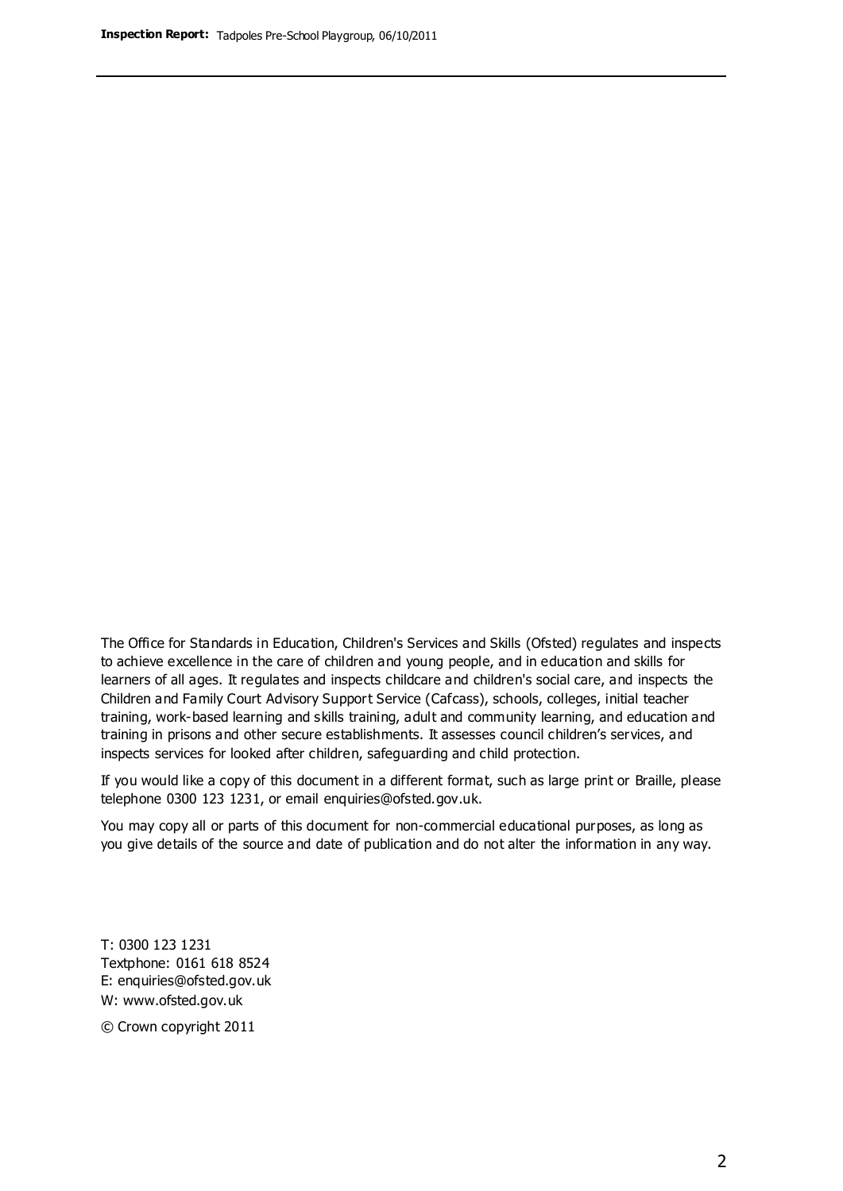The Office for Standards in Education, Children's Services and Skills (Ofsted) regulates and inspects to achieve excellence in the care of children and young people, and in education and skills for learners of all ages. It regulates and inspects childcare and children's social care, and inspects the Children and Family Court Advisory Support Service (Cafcass), schools, colleges, initial teacher training, work-based learning and skills training, adult and community learning, and education and training in prisons and other secure establishments. It assesses council children's services, and inspects services for looked after children, safeguarding and child protection.

If you would like a copy of this document in a different format, such as large print or Braille, please telephone 0300 123 1231, or email enquiries@ofsted.gov.uk.

You may copy all or parts of this document for non-commercial educational purposes, as long as you give details of the source and date of publication and do not alter the information in any way.

T: 0300 123 1231
Textphone: 0161 618 8524
E: enquiries@ofsted.gov.uk
W: www.ofsted.gov.uk

© Crown copyright 2011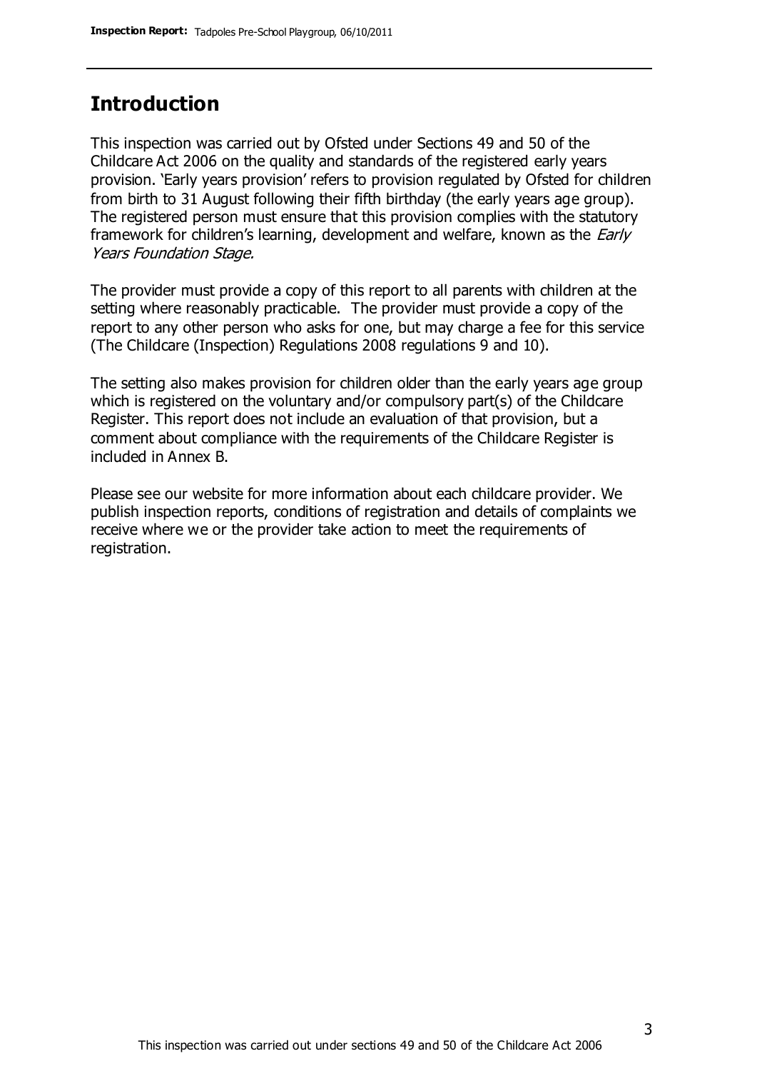## Introduction

This inspection was carried out by Ofsted under Sections 49 and 50 of the Childcare Act 2006 on the quality and standards of the registered early years provision. 'Early years provision' refers to provision regulated by Ofsted for children from birth to 31 August following their fifth birthday (the early years age group). The registered person must ensure that this provision complies with the statutory framework for children's learning, development and welfare, known as the *Early Years Foundation Stage.*

The provider must provide a copy of this report to all parents with children at the setting where reasonably practicable. The provider must provide a copy of the report to any other person who asks for one, but may charge a fee for this service (The Childcare (Inspection) Regulations 2008 regulations 9 and 10).

The setting also makes provision for children older than the early years age group which is registered on the voluntary and/or compulsory part(s) of the Childcare Register. This report does not include an evaluation of that provision, but a comment about compliance with the requirements of the Childcare Register is included in Annex B.

Please see our website for more information about each childcare provider. We publish inspection reports, conditions of registration and details of complaints we receive where we or the provider take action to meet the requirements of registration.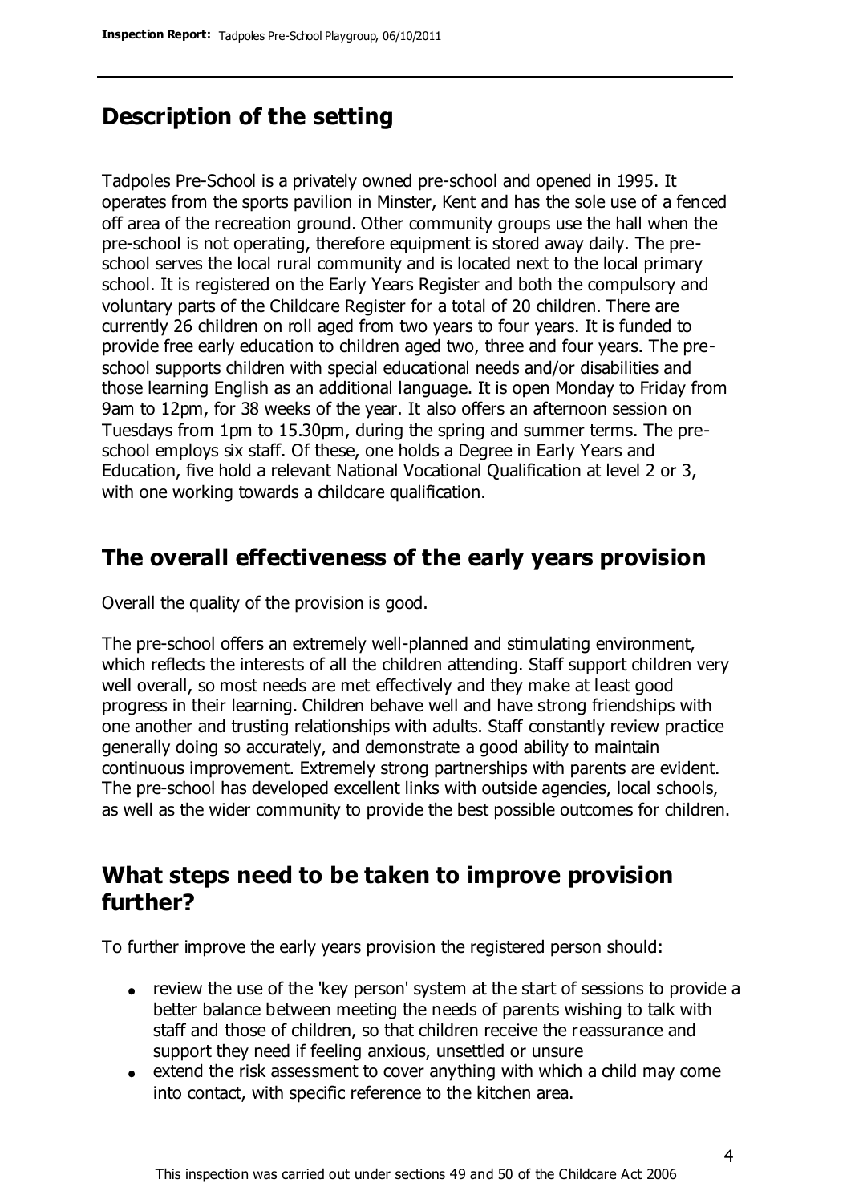## Description of the setting

Tadpoles Pre-School is a privately owned pre-school and opened in 1995. It operates from the sports pavilion in Minster, Kent and has the sole use of a fenced off area of the recreation ground. Other community groups use the hall when the pre-school is not operating, therefore equipment is stored away daily. The pre-school serves the local rural community and is located next to the local primary school. It is registered on the Early Years Register and both the compulsory and voluntary parts of the Childcare Register for a total of 20 children. There are currently 26 children on roll aged from two years to four years. It is funded to provide free early education to children aged two, three and four years. The pre-school supports children with special educational needs and/or disabilities and those learning English as an additional language. It is open Monday to Friday from 9am to 12pm, for 38 weeks of the year. It also offers an afternoon session on Tuesdays from 1pm to 15.30pm, during the spring and summer terms. The pre-school employs six staff. Of these, one holds a Degree in Early Years and Education, five hold a relevant National Vocational Qualification at level 2 or 3, with one working towards a childcare qualification.

## The overall effectiveness of the early years provision

Overall the quality of the provision is good.

The pre-school offers an extremely well-planned and stimulating environment, which reflects the interests of all the children attending. Staff support children very well overall, so most needs are met effectively and they make at least good progress in their learning. Children behave well and have strong friendships with one another and trusting relationships with adults. Staff constantly review practice generally doing so accurately, and demonstrate a good ability to maintain continuous improvement. Extremely strong partnerships with parents are evident. The pre-school has developed excellent links with outside agencies, local schools, as well as the wider community to provide the best possible outcomes for children.

## What steps need to be taken to improve provision further?

To further improve the early years provision the registered person should:

- review the use of the 'key person' system at the start of sessions to provide a better balance between meeting the needs of parents wishing to talk with staff and those of children, so that children receive the reassurance and support they need if feeling anxious, unsettled or unsure
- extend the risk assessment to cover anything with which a child may come into contact, with specific reference to the kitchen area.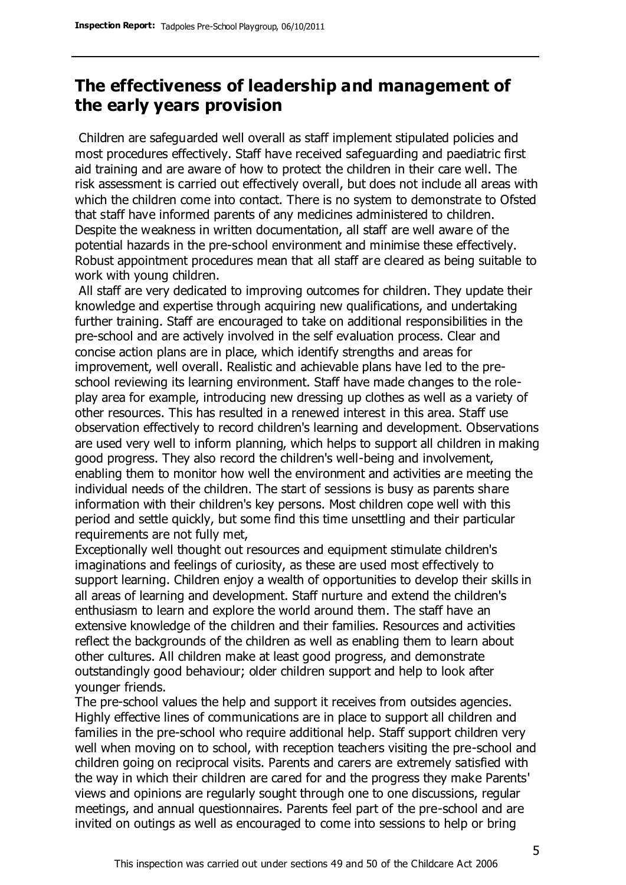## The effectiveness of leadership and management of the early years provision

Children are safeguarded well overall as staff implement stipulated policies and most procedures effectively. Staff have received safeguarding and paediatric first aid training and are aware of how to protect the children in their care well. The risk assessment is carried out effectively overall, but does not include all areas with which the children come into contact. There is no system to demonstrate to Ofsted that staff have informed parents of any medicines administered to children. Despite the weakness in written documentation, all staff are well aware of the potential hazards in the pre-school environment and minimise these effectively. Robust appointment procedures mean that all staff are cleared as being suitable to work with young children.

All staff are very dedicated to improving outcomes for children. They update their knowledge and expertise through acquiring new qualifications, and undertaking further training. Staff are encouraged to take on additional responsibilities in the pre-school and are actively involved in the self evaluation process. Clear and concise action plans are in place, which identify strengths and areas for improvement, well overall. Realistic and achievable plans have led to the pre-school reviewing its learning environment. Staff have made changes to the role-play area for example, introducing new dressing up clothes as well as a variety of other resources. This has resulted in a renewed interest in this area. Staff use observation effectively to record children's learning and development. Observations are used very well to inform planning, which helps to support all children in making good progress. They also record the children's well-being and involvement, enabling them to monitor how well the environment and activities are meeting the individual needs of the children. The start of sessions is busy as parents share information with their children's key persons. Most children cope well with this period and settle quickly, but some find this time unsettling and their particular requirements are not fully met,

Exceptionally well thought out resources and equipment stimulate children's imaginations and feelings of curiosity, as these are used most effectively to support learning. Children enjoy a wealth of opportunities to develop their skills in all areas of learning and development. Staff nurture and extend the children's enthusiasm to learn and explore the world around them. The staff have an extensive knowledge of the children and their families. Resources and activities reflect the backgrounds of the children as well as enabling them to learn about other cultures. All children make at least good progress, and demonstrate outstandingly good behaviour; older children support and help to look after younger friends.

The pre-school values the help and support it receives from outsides agencies. Highly effective lines of communications are in place to support all children and families in the pre-school who require additional help. Staff support children very well when moving on to school, with reception teachers visiting the pre-school and children going on reciprocal visits. Parents and carers are extremely satisfied with the way in which their children are cared for and the progress they make Parents' views and opinions are regularly sought through one to one discussions, regular meetings, and annual questionnaires. Parents feel part of the pre-school and are invited on outings as well as encouraged to come into sessions to help or bring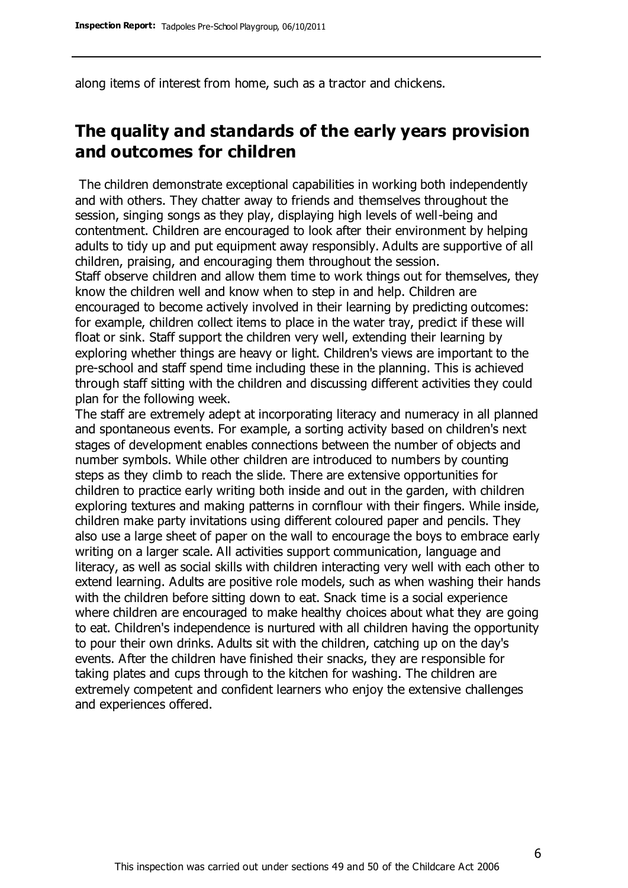along items of interest from home, such as a tractor and chickens.

## The quality and standards of the early years provision and outcomes for children

The children demonstrate exceptional capabilities in working both independently and with others. They chatter away to friends and themselves throughout the session, singing songs as they play, displaying high levels of well-being and contentment. Children are encouraged to look after their environment by helping adults to tidy up and put equipment away responsibly. Adults are supportive of all children, praising, and encouraging them throughout the session.
Staff observe children and allow them time to work things out for themselves, they know the children well and know when to step in and help. Children are encouraged to become actively involved in their learning by predicting outcomes: for example, children collect items to place in the water tray, predict if these will float or sink. Staff support the children very well, extending their learning by exploring whether things are heavy or light. Children's views are important to the pre-school and staff spend time including these in the planning. This is achieved through staff sitting with the children and discussing different activities they could plan for the following week.
The staff are extremely adept at incorporating literacy and numeracy in all planned and spontaneous events. For example, a sorting activity based on children's next stages of development enables connections between the number of objects and number symbols. While other children are introduced to numbers by counting steps as they climb to reach the slide. There are extensive opportunities for children to practice early writing both inside and out in the garden, with children exploring textures and making patterns in cornflour with their fingers. While inside, children make party invitations using different coloured paper and pencils. They also use a large sheet of paper on the wall to encourage the boys to embrace early writing on a larger scale. All activities support communication, language and literacy, as well as social skills with children interacting very well with each other to extend learning. Adults are positive role models, such as when washing their hands with the children before sitting down to eat. Snack time is a social experience where children are encouraged to make healthy choices about what they are going to eat. Children's independence is nurtured with all children having the opportunity to pour their own drinks. Adults sit with the children, catching up on the day's events. After the children have finished their snacks, they are responsible for taking plates and cups through to the kitchen for washing. The children are extremely competent and confident learners who enjoy the extensive challenges and experiences offered.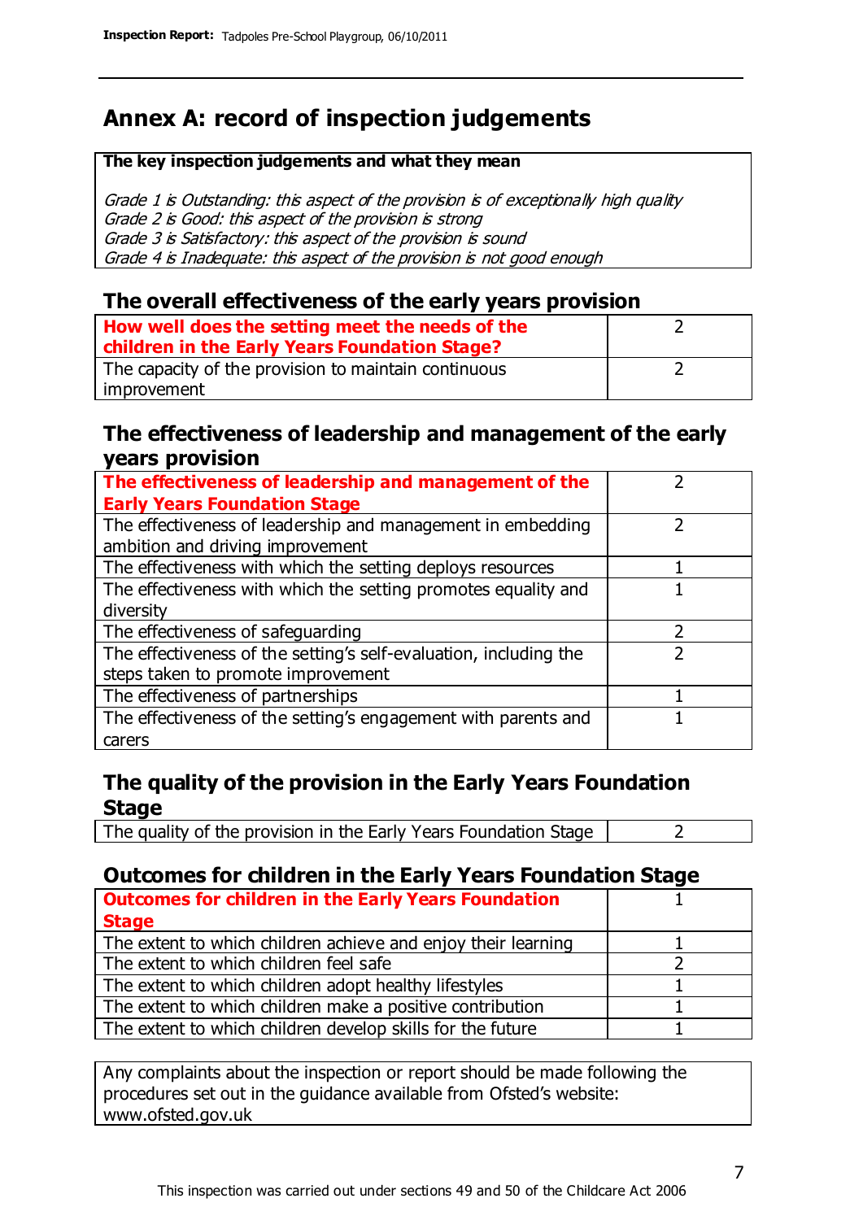# Annex A: record of inspection judgements

**The key inspection judgements and what they mean**

*Grade 1 is Outstanding: this aspect of the provision is of exceptionally high quality*
*Grade 2 is Good: this aspect of the provision is strong*
*Grade 3 is Satisfactory: this aspect of the provision is sound*
*Grade 4 is Inadequate: this aspect of the provision is not good enough*

## The overall effectiveness of the early years provision

| | |
|---|---|
| **How well does the setting meet the needs of the children in the Early Years Foundation Stage?** | 2 |
| The capacity of the provision to maintain continuous improvement | 2 |

## The effectiveness of leadership and management of the early years provision

| | |
|---|---|
| **The effectiveness of leadership and management of the Early Years Foundation Stage** | 2 |
| The effectiveness of leadership and management in embedding ambition and driving improvement | 2 |
| The effectiveness with which the setting deploys resources | 1 |
| The effectiveness with which the setting promotes equality and diversity | 1 |
| The effectiveness of safeguarding | 2 |
| The effectiveness of the setting's self-evaluation, including the steps taken to promote improvement | 2 |
| The effectiveness of partnerships | 1 |
| The effectiveness of the setting's engagement with parents and carers | 1 |

## The quality of the provision in the Early Years Foundation Stage

| | |
|---|---|
| The quality of the provision in the Early Years Foundation Stage | 2 |

## Outcomes for children in the Early Years Foundation Stage

| | |
|---|---|
| **Outcomes for children in the Early Years Foundation Stage** | 1 |
| The extent to which children achieve and enjoy their learning | 1 |
| The extent to which children feel safe | 2 |
| The extent to which children adopt healthy lifestyles | 1 |
| The extent to which children make a positive contribution | 1 |
| The extent to which children develop skills for the future | 1 |

Any complaints about the inspection or report should be made following the procedures set out in the guidance available from Ofsted's website: www.ofsted.gov.uk

This inspection was carried out under sections 49 and 50 of the Childcare Act 2006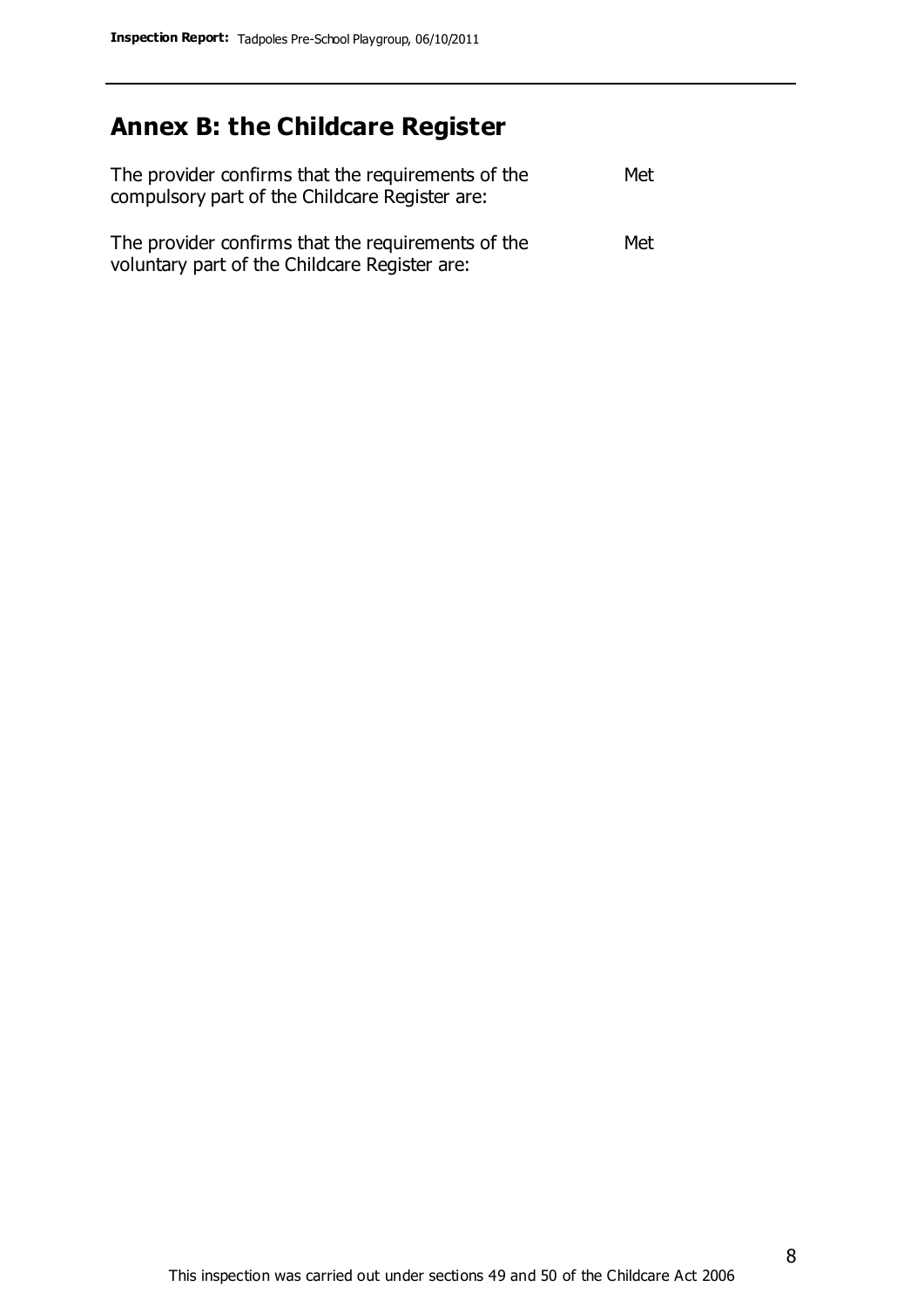## Annex B: the Childcare Register

| | |
|---|---|
| The provider confirms that the requirements of the compulsory part of the Childcare Register are: | Met |
| The provider confirms that the requirements of the voluntary part of the Childcare Register are: | Met |

This inspection was carried out under sections 49 and 50 of the Childcare Act 2006